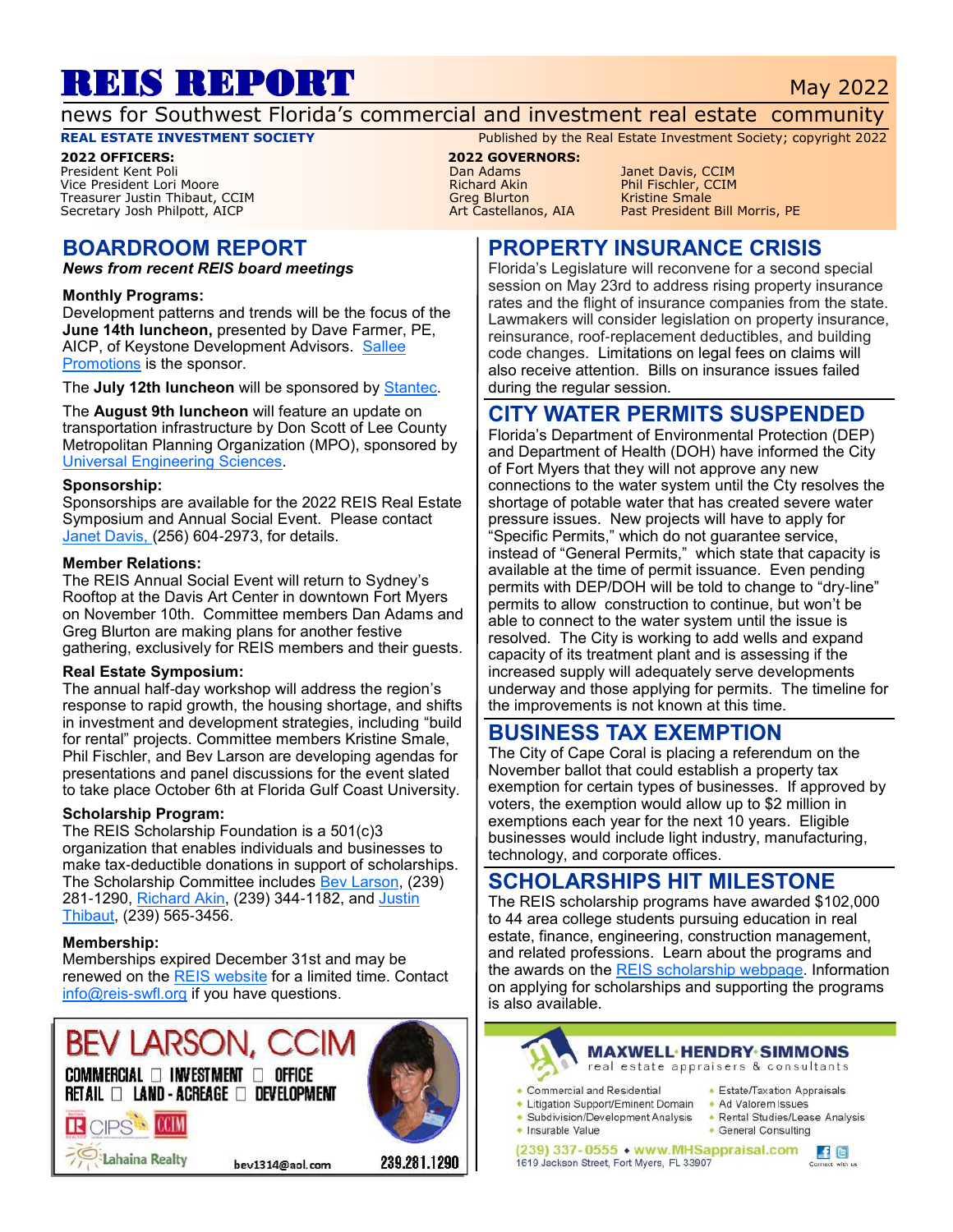# REIS REPORT

May 2022

news for Southwest Florida's commercial and investment real estate community

**REAL ESTATE INVESTMENT SOCIETY**

Published by the Real Estate Investment Society; copyright 2022

**2022 OFFICERS:**
President Kent Poli
Vice President Lori Moore
Treasurer Justin Thibaut, CCIM
Secretary Josh Philpott, AICP

**2022 GOVERNORS:**
Dan Adams
Richard Akin
Greg Blurton
Art Castellanos, AIA
Janet Davis, CCIM
Phil Fischler, CCIM
Kristine Smale
Past President Bill Morris, PE

## BOARDROOM REPORT

***News from recent REIS board meetings***

### Monthly Programs:

Development patterns and trends will be the focus of the **June 14th luncheon,** presented by Dave Farmer, PE, AICP, of Keystone Development Advisors. Sallee Promotions is the sponsor.

The **July 12th luncheon** will be sponsored by Stantec.

The **August 9th luncheon** will feature an update on transportation infrastructure by Don Scott of Lee County Metropolitan Planning Organization (MPO), sponsored by Universal Engineering Sciences.

### Sponsorship:

Sponsorships are available for the 2022 REIS Real Estate Symposium and Annual Social Event. Please contact Janet Davis, (256) 604-2973, for details.

### Member Relations:

The REIS Annual Social Event will return to Sydney's Rooftop at the Davis Art Center in downtown Fort Myers on November 10th. Committee members Dan Adams and Greg Blurton are making plans for another festive gathering, exclusively for REIS members and their guests.

### Real Estate Symposium:

The annual half-day workshop will address the region's response to rapid growth, the housing shortage, and shifts in investment and development strategies, including "build for rental" projects. Committee members Kristine Smale, Phil Fischler, and Bev Larson are developing agendas for presentations and panel discussions for the event slated to take place October 6th at Florida Gulf Coast University.

### Scholarship Program:

The REIS Scholarship Foundation is a 501(c)3 organization that enables individuals and businesses to make tax-deductible donations in support of scholarships. The Scholarship Committee includes Bev Larson, (239) 281-1290, Richard Akin, (239) 344-1182, and Justin Thibaut, (239) 565-3456.

### Membership:

Memberships expired December 31st and may be renewed on the REIS website for a limited time. Contact info@reis-swfl.org if you have questions.

## PROPERTY INSURANCE CRISIS

Florida's Legislature will reconvene for a second special session on May 23rd to address rising property insurance rates and the flight of insurance companies from the state. Lawmakers will consider legislation on property insurance, reinsurance, roof-replacement deductibles, and building code changes. Limitations on legal fees on claims will also receive attention. Bills on insurance issues failed during the regular session.

## CITY WATER PERMITS SUSPENDED

Florida's Department of Environmental Protection (DEP) and Department of Health (DOH) have informed the City of Fort Myers that they will not approve any new connections to the water system until the Cty resolves the shortage of potable water that has created severe water pressure issues. New projects will have to apply for "Specific Permits," which do not guarantee service, instead of "General Permits," which state that capacity is available at the time of permit issuance. Even pending permits with DEP/DOH will be told to change to "dry-line" permits to allow construction to continue, but won't be able to connect to the water system until the issue is resolved. The City is working to add wells and expand capacity of its treatment plant and is assessing if the increased supply will adequately serve developments underway and those applying for permits. The timeline for the improvements is not known at this time.

## BUSINESS TAX EXEMPTION

The City of Cape Coral is placing a referendum on the November ballot that could establish a property tax exemption for certain types of businesses. If approved by voters, the exemption would allow up to $2 million in exemptions each year for the next 10 years. Eligible businesses would include light industry, manufacturing, technology, and corporate offices.

## SCHOLARSHIPS HIT MILESTONE

The REIS scholarship programs have awarded $102,000 to 44 area college students pursuing education in real estate, finance, engineering, construction management, and related professions. Learn about the programs and the awards on the REIS scholarship webpage. Information on applying for scholarships and supporting the programs is also available.

BEV LARSON, CCIM
COMMERCIAL □ INVESTMENT □ OFFICE
RETAIL □ LAND - ACREAGE □ DEVELOPMENT
CIPS CCIM
Lahaina Realty
bev1314@aol.com
239.281.1290

MAXWELL·HENDRY·SIMMONS
real estate appraisers & consultants

- Commercial and Residential
- Litigation Support/Eminent Domain
- Subdivision/Development Analysis
- Insurable Value
- Estate/Taxation Appraisals
- Ad Valorem Issues
- Rental Studies/Lease Analysis
- General Consulting

(239) 337-0555 • www.MHSappraisal.com
1619 Jackson Street, Fort Myers, FL 33907
Connect with us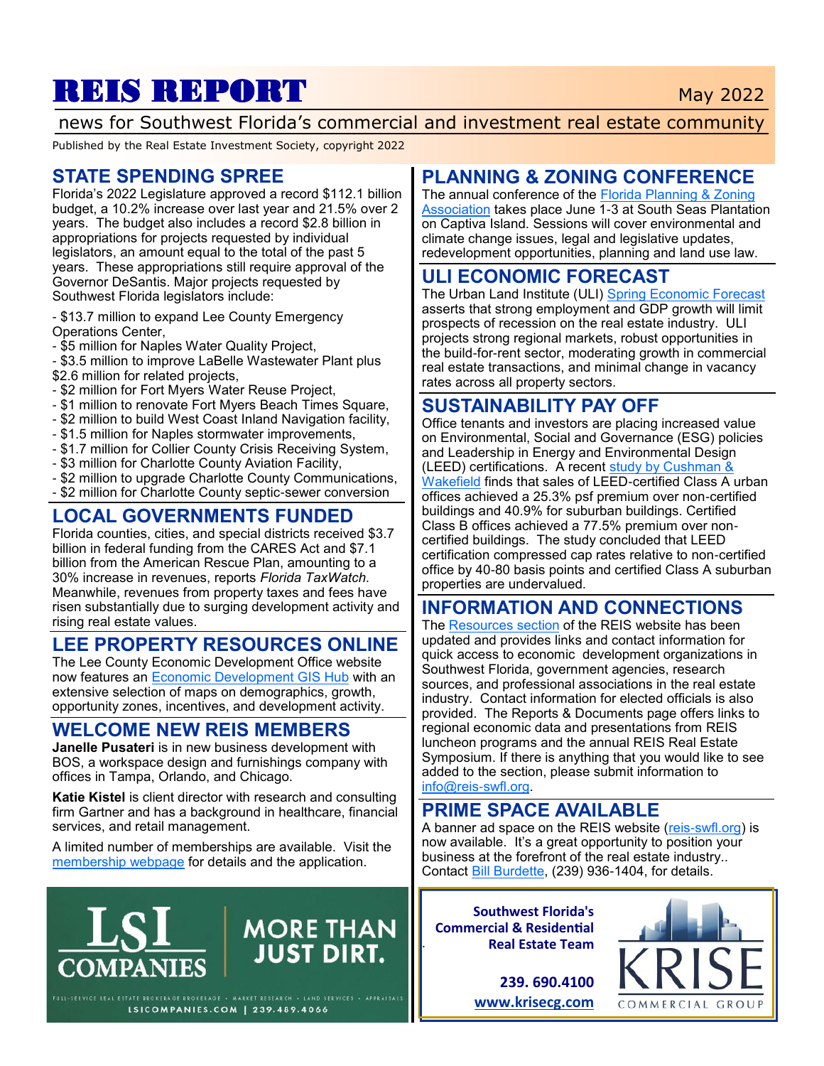# REIS REPORT

May 2022

news for Southwest Florida's commercial and investment real estate community

Published by the Real Estate Investment Society, copyright 2022

## STATE SPENDING SPREE

Florida's 2022 Legislature approved a record $112.1 billion budget, a 10.2% increase over last year and 21.5% over 2 years. The budget also includes a record $2.8 billion in appropriations for projects requested by individual legislators, an amount equal to the total of the past 5 years. These appropriations still require approval of the Governor DeSantis. Major projects requested by Southwest Florida legislators include:

- $13.7 million to expand Lee County Emergency Operations Center,
- $5 million for Naples Water Quality Project,
- $3.5 million to improve LaBelle Wastewater Plant plus $2.6 million for related projects,
- $2 million for Fort Myers Water Reuse Project,
- $1 million to renovate Fort Myers Beach Times Square,
- $2 million to build West Coast Inland Navigation facility,
- $1.5 million for Naples stormwater improvements,
- $1.7 million for Collier County Crisis Receiving System,
- $3 million for Charlotte County Aviation Facility,
- $2 million to upgrade Charlotte County Communications,
- $2 million for Charlotte County septic-sewer conversion

## LOCAL GOVERNMENTS FUNDED

Florida counties, cities, and special districts received $3.7 billion in federal funding from the CARES Act and $7.1 billion from the American Rescue Plan, amounting to a 30% increase in revenues, reports *Florida TaxWatch.* Meanwhile, revenues from property taxes and fees have risen substantially due to surging development activity and rising real estate values.

## LEE PROPERTY RESOURCES ONLINE

The Lee County Economic Development Office website now features an Economic Development GIS Hub with an extensive selection of maps on demographics, growth, opportunity zones, incentives, and development activity.

## WELCOME NEW REIS MEMBERS

**Janelle Pusateri** is in new business development with BOS, a workspace design and furnishings company with offices in Tampa, Orlando, and Chicago.

**Katie Kistel** is client director with research and consulting firm Gartner and has a background in healthcare, financial services, and retail management.

A limited number of memberships are available. Visit the membership webpage for details and the application.

LSI COMPANIES | MORE THAN JUST DIRT.

FULL-SERVICE REAL ESTATE BROKERAGE BROKERAGE • MARKET RESEARCH • LAND SERVICES • APPRAISALS

LSICOMPANIES.COM | 239.489.4066

## PLANNING & ZONING CONFERENCE

The annual conference of the Florida Planning & Zoning Association takes place June 1-3 at South Seas Plantation on Captiva Island. Sessions will cover environmental and climate change issues, legal and legislative updates, redevelopment opportunities, planning and land use law.

## ULI ECONOMIC FORECAST

The Urban Land Institute (ULI) Spring Economic Forecast asserts that strong employment and GDP growth will limit prospects of recession on the real estate industry. ULI projects strong regional markets, robust opportunities in the build-for-rent sector, moderating growth in commercial real estate transactions, and minimal change in vacancy rates across all property sectors.

## SUSTAINABILITY PAY OFF

Office tenants and investors are placing increased value on Environmental, Social and Governance (ESG) policies and Leadership in Energy and Environmental Design (LEED) certifications. A recent study by Cushman & Wakefield finds that sales of LEED-certified Class A urban offices achieved a 25.3% psf premium over non-certified buildings and 40.9% for suburban buildings. Certified Class B offices achieved a 77.5% premium over non-certified buildings. The study concluded that LEED certification compressed cap rates relative to non-certified office by 40-80 basis points and certified Class A suburban properties are undervalued.

## INFORMATION AND CONNECTIONS

The Resources section of the REIS website has been updated and provides links and contact information for quick access to economic development organizations in Southwest Florida, government agencies, research sources, and professional associations in the real estate industry. Contact information for elected officials is also provided. The Reports & Documents page offers links to regional economic data and presentations from REIS luncheon programs and the annual REIS Real Estate Symposium. If there is anything that you would like to see added to the section, please submit information to info@reis-swfl.org.

## PRIME SPACE AVAILABLE

A banner ad space on the REIS website (reis-swfl.org) is now available. It's a great opportunity to position your business at the forefront of the real estate industry.. Contact Bill Burdette, (239) 936-1404, for details.

**Southwest Florida's Commercial & Residential Real Estate Team**

**239. 690.4100**

**www.krisecg.com**

KRISE COMMERCIAL GROUP